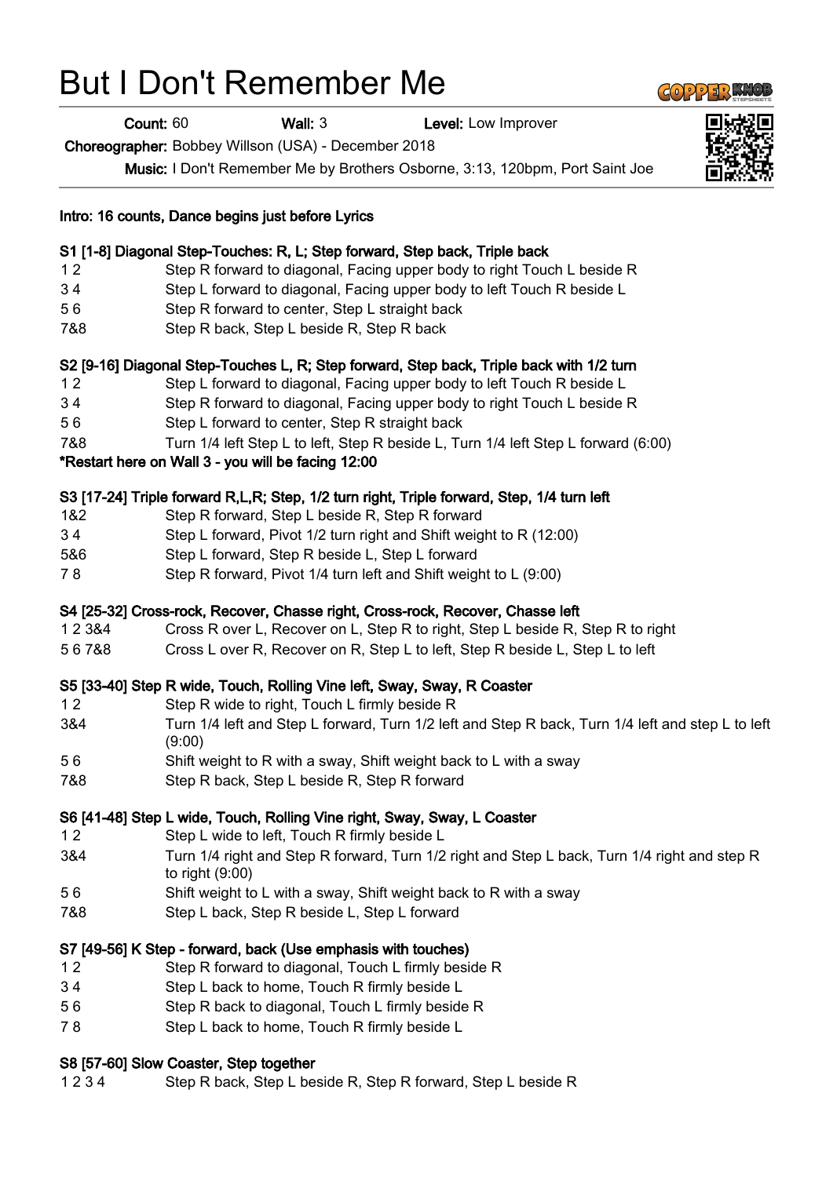# But I Don't Remember Me

**Count:** 60 **Wall:** 3 **Level:** Low Improver

**Choreographer:** Bobbey Willson (USA) - December 2018

**Music:** I Don't Remember Me by Brothers Osborne, 3:13, 120bpm, Port Saint Joe

**Intro: 16 counts, Dance begins just before Lyrics**

**S1 [1-8] Diagonal Step-Touches: R, L; Step forward, Step back, Triple back**

| | |
|---|---|
| 1 2 | Step R forward to diagonal, Facing upper body to right Touch L beside R |
| 3 4 | Step L forward to diagonal, Facing upper body to left Touch R beside L |
| 5 6 | Step R forward to center, Step L straight back |
| 7&8 | Step R back, Step L beside R, Step R back |

**S2 [9-16] Diagonal Step-Touches L, R; Step forward, Step back, Triple back with 1/2 turn**

| | |
|---|---|
| 1 2 | Step L forward to diagonal, Facing upper body to left Touch R beside L |
| 3 4 | Step R forward to diagonal, Facing upper body to right Touch L beside R |
| 5 6 | Step L forward to center, Step R straight back |
| 7&8 | Turn 1/4 left Step L to left, Step R beside L, Turn 1/4 left Step L forward (6:00) |

**\*Restart here on Wall 3 - you will be facing 12:00**

**S3 [17-24] Triple forward R,L,R; Step, 1/2 turn right, Triple forward, Step, 1/4 turn left**

| | |
|---|---|
| 1&2 | Step R forward, Step L beside R, Step R forward |
| 3 4 | Step L forward, Pivot 1/2 turn right and Shift weight to R (12:00) |
| 5&6 | Step L forward, Step R beside L, Step L forward |
| 7 8 | Step R forward, Pivot 1/4 turn left and Shift weight to L (9:00) |

**S4 [25-32] Cross-rock, Recover, Chasse right, Cross-rock, Recover, Chasse left**

| | |
|---|---|
| 1 2 3&4 | Cross R over L, Recover on L, Step R to right, Step L beside R, Step R to right |
| 5 6 7&8 | Cross L over R, Recover on R, Step L to left, Step R beside L, Step L to left |

**S5 [33-40] Step R wide, Touch, Rolling Vine left, Sway, Sway, R Coaster**

| | |
|---|---|
| 1 2 | Step R wide to right, Touch L firmly beside R |
| 3&4 | Turn 1/4 left and Step L forward, Turn 1/2 left and Step R back, Turn 1/4 left and step L to left (9:00) |
| 5 6 | Shift weight to R with a sway, Shift weight back to L with a sway |
| 7&8 | Step R back, Step L beside R, Step R forward |

**S6 [41-48] Step L wide, Touch, Rolling Vine right, Sway, Sway, L Coaster**

| | |
|---|---|
| 1 2 | Step L wide to left, Touch R firmly beside L |
| 3&4 | Turn 1/4 right and Step R forward, Turn 1/2 right and Step L back, Turn 1/4 right and step R to right (9:00) |
| 5 6 | Shift weight to L with a sway, Shift weight back to R with a sway |
| 7&8 | Step L back, Step R beside L, Step L forward |

**S7 [49-56] K Step - forward, back (Use emphasis with touches)**

| | |
|---|---|
| 1 2 | Step R forward to diagonal, Touch L firmly beside R |
| 3 4 | Step L back to home, Touch R firmly beside L |
| 5 6 | Step R back to diagonal, Touch L firmly beside R |
| 7 8 | Step L back to home, Touch R firmly beside L |

**S8 [57-60] Slow Coaster, Step together**

| | |
|---|---|
| 1 2 3 4 | Step R back, Step L beside R, Step R forward, Step L beside R |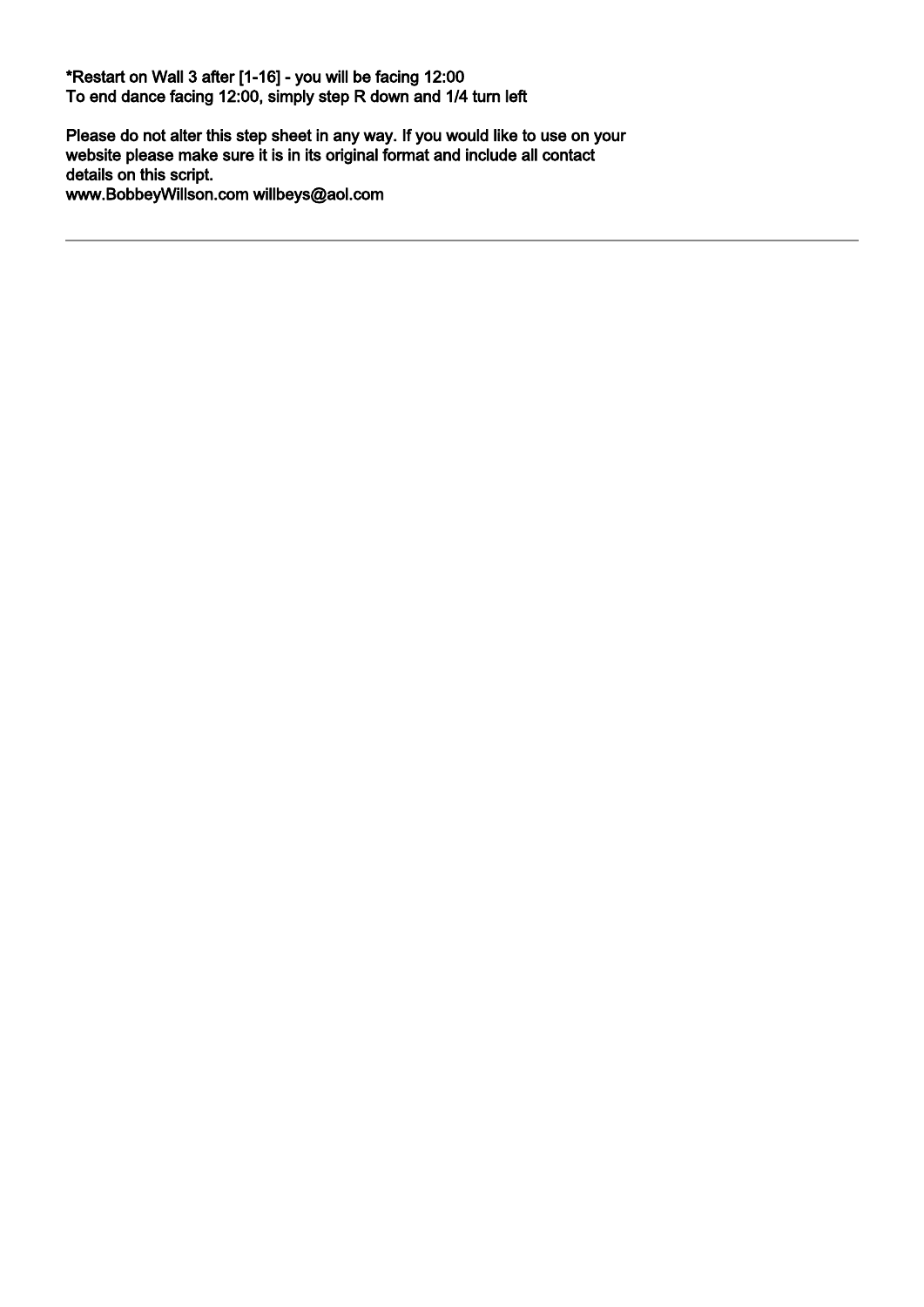*Restart on Wall 3 after [1-16] - you will be facing 12:00
To end dance facing 12:00, simply step R down and 1/4 turn left

Please do not alter this step sheet in any way. If you would like to use on your website please make sure it is in its original format and include all contact details on this script.
www.BobbeyWillson.com willbeys@aol.com

---